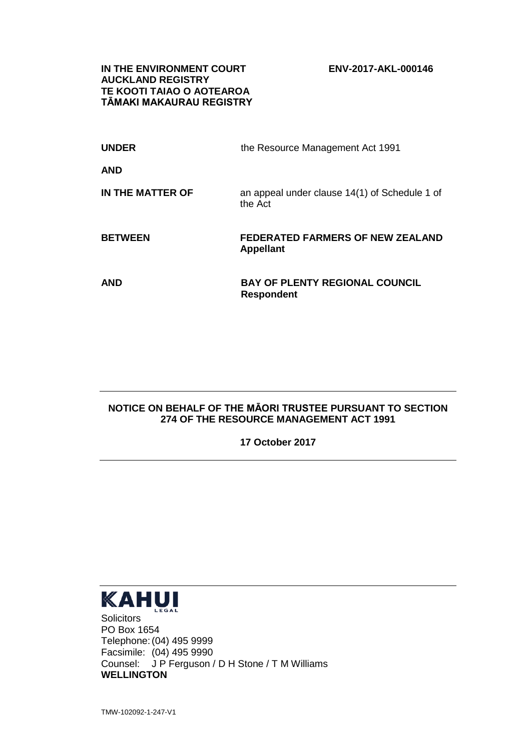**IN THE ENVIRONMENT COURT**
**AUCKLAND REGISTRY**
**TE KOOTI TAIAO O AOTEAROA**
**TĀMAKI MAKAURAU REGISTRY**

**ENV-2017-AKL-000146**

| | |
|---|---|
| **UNDER** | the Resource Management Act 1991 |
| **AND** | |
| **IN THE MATTER OF** | an appeal under clause 14(1) of Schedule 1 of the Act |
| **BETWEEN** | **FEDERATED FARMERS OF NEW ZEALAND**<br>**Appellant** |
| **AND** | **BAY OF PLENTY REGIONAL COUNCIL**<br>**Respondent** |

---

**NOTICE ON BEHALF OF THE MĀORI TRUSTEE PURSUANT TO SECTION 274 OF THE RESOURCE MANAGEMENT ACT 1991**

**17 October 2017**

---

**KAHUI**
LEGAL

Solicitors
PO Box 1654
Telephone: (04) 495 9999
Facsimile: (04) 495 9990
Counsel: J P Ferguson / D H Stone / T M Williams
**WELLINGTON**

TMW-102092-1-247-V1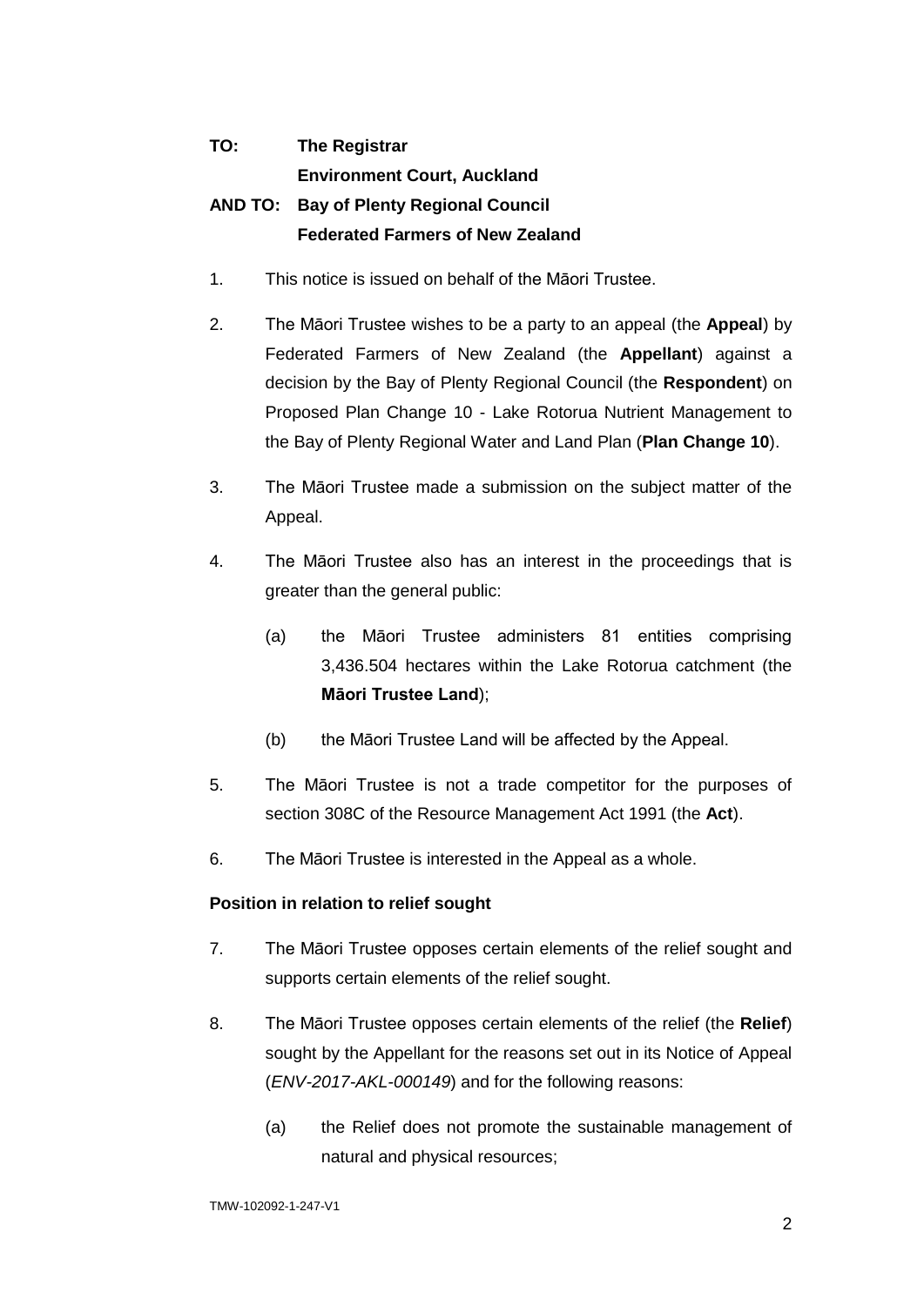**TO: The Registrar**
**Environment Court, Auckland**

**AND TO: Bay of Plenty Regional Council**
**Federated Farmers of New Zealand**

1. This notice is issued on behalf of the Māori Trustee.

2. The Māori Trustee wishes to be a party to an appeal (the **Appeal**) by Federated Farmers of New Zealand (the **Appellant**) against a decision by the Bay of Plenty Regional Council (the **Respondent**) on Proposed Plan Change 10 - Lake Rotorua Nutrient Management to the Bay of Plenty Regional Water and Land Plan (**Plan Change 10**).

3. The Māori Trustee made a submission on the subject matter of the Appeal.

4. The Māori Trustee also has an interest in the proceedings that is greater than the general public:

    (a) the Māori Trustee administers 81 entities comprising 3,436.504 hectares within the Lake Rotorua catchment (the **Māori Trustee Land**);

    (b) the Māori Trustee Land will be affected by the Appeal.

5. The Māori Trustee is not a trade competitor for the purposes of section 308C of the Resource Management Act 1991 (the **Act**).

6. The Māori Trustee is interested in the Appeal as a whole.

**Position in relation to relief sought**

7. The Māori Trustee opposes certain elements of the relief sought and supports certain elements of the relief sought.

8. The Māori Trustee opposes certain elements of the relief (the **Relief**) sought by the Appellant for the reasons set out in its Notice of Appeal (*ENV-2017-AKL-000149*) and for the following reasons:

    (a) the Relief does not promote the sustainable management of natural and physical resources;

TMW-102092-1-247-V1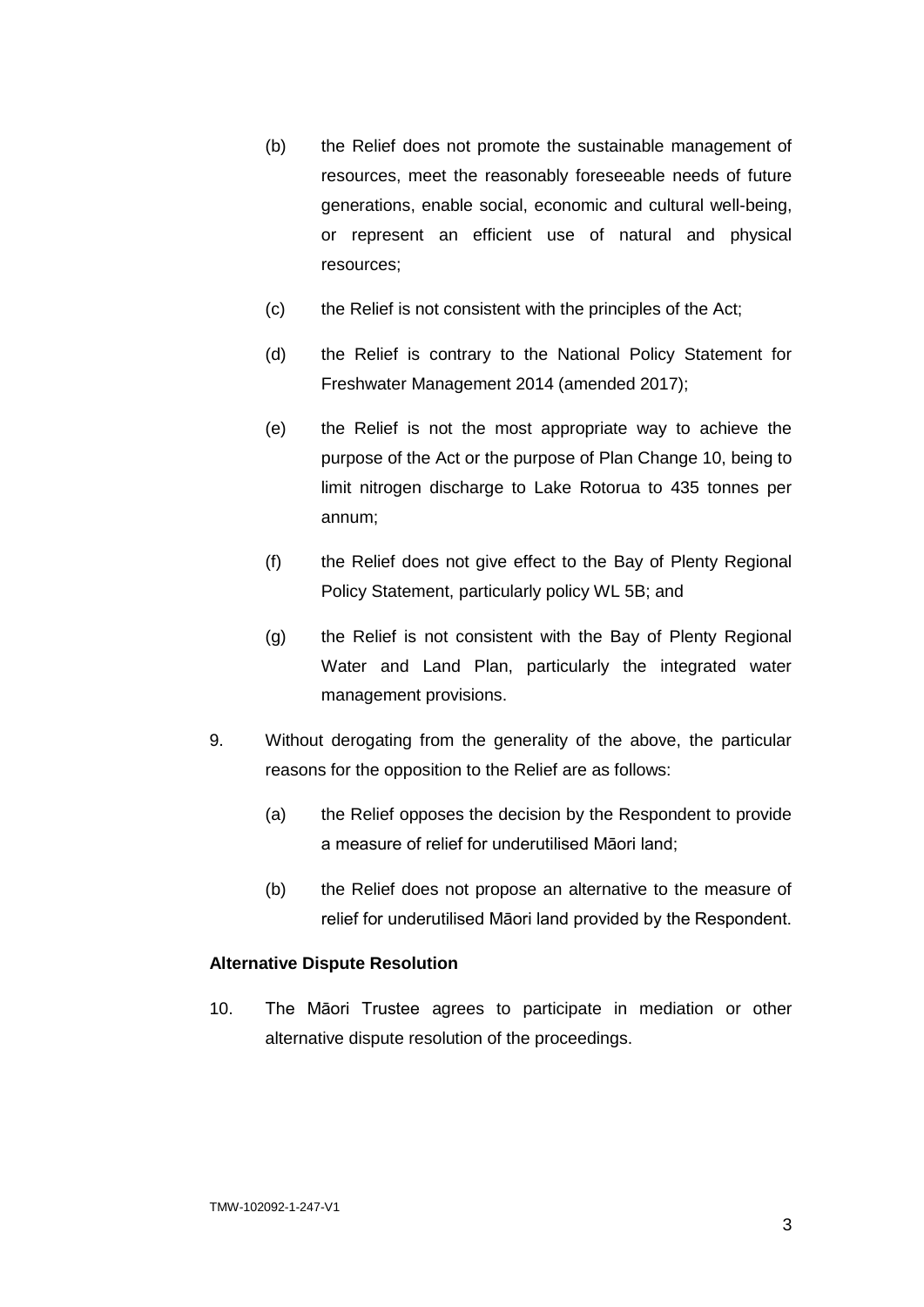(b) the Relief does not promote the sustainable management of resources, meet the reasonably foreseeable needs of future generations, enable social, economic and cultural well-being, or represent an efficient use of natural and physical resources;

(c) the Relief is not consistent with the principles of the Act;

(d) the Relief is contrary to the National Policy Statement for Freshwater Management 2014 (amended 2017);

(e) the Relief is not the most appropriate way to achieve the purpose of the Act or the purpose of Plan Change 10, being to limit nitrogen discharge to Lake Rotorua to 435 tonnes per annum;

(f) the Relief does not give effect to the Bay of Plenty Regional Policy Statement, particularly policy WL 5B; and

(g) the Relief is not consistent with the Bay of Plenty Regional Water and Land Plan, particularly the integrated water management provisions.

9. Without derogating from the generality of the above, the particular reasons for the opposition to the Relief are as follows:

   (a) the Relief opposes the decision by the Respondent to provide a measure of relief for underutilised Māori land;

   (b) the Relief does not propose an alternative to the measure of relief for underutilised Māori land provided by the Respondent.

**Alternative Dispute Resolution**

10. The Māori Trustee agrees to participate in mediation or other alternative dispute resolution of the proceedings.

TMW-102092-1-247-V1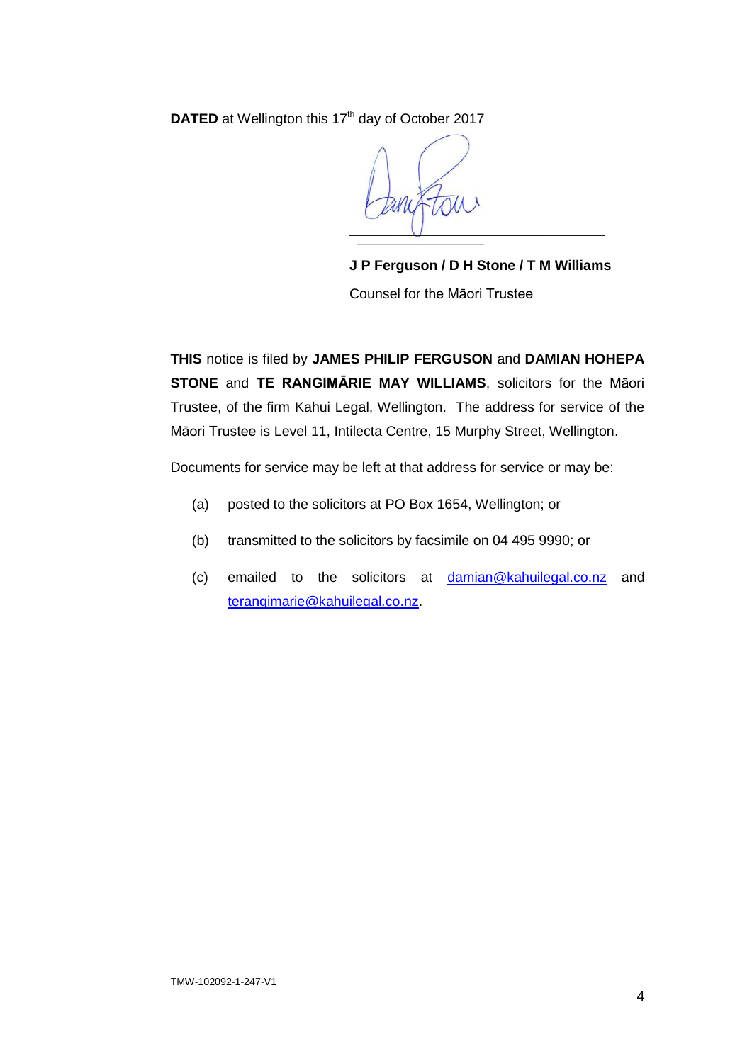**DATED** at Wellington this 17th day of October 2017

\_\_\_\_\_\_\_\_\_\_\_\_\_\_\_\_\_\_\_\_\_\_\_\_\_\_\_\_\_\_\_\_

**J P Ferguson / D H Stone / T M Williams**

Counsel for the Māori Trustee

**THIS** notice is filed by **JAMES PHILIP FERGUSON** and **DAMIAN HOHEPA STONE** and **TE RANGIMĀRIE MAY WILLIAMS**, solicitors for the Māori Trustee, of the firm Kahui Legal, Wellington. The address for service of the Māori Trustee is Level 11, Intilecta Centre, 15 Murphy Street, Wellington.

Documents for service may be left at that address for service or may be:

(a) posted to the solicitors at PO Box 1654, Wellington; or

(b) transmitted to the solicitors by facsimile on 04 495 9990; or

(c) emailed to the solicitors at damian@kahuilegal.co.nz and terangimarie@kahuilegal.co.nz.

TMW-102092-1-247-V1